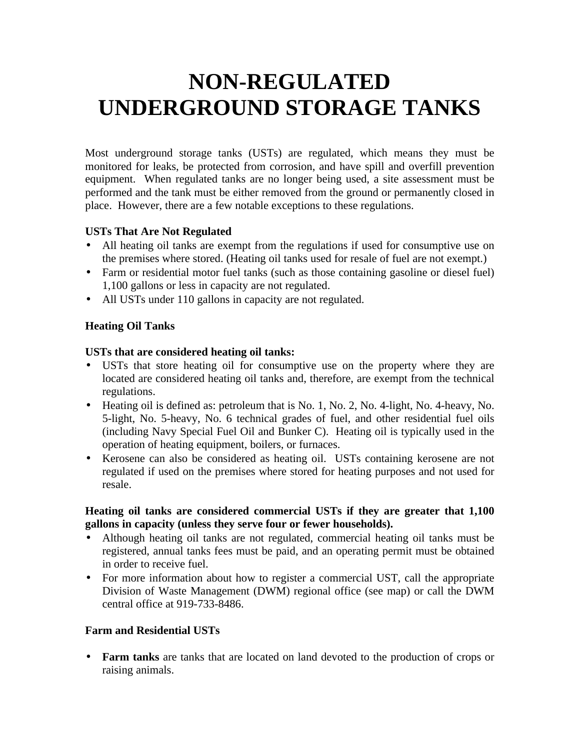# NON-REGULATED UNDERGROUND STORAGE TANKS

Most underground storage tanks (USTs) are regulated, which means they must be monitored for leaks, be protected from corrosion, and have spill and overfill prevention equipment. When regulated tanks are no longer being used, a site assessment must be performed and the tank must be either removed from the ground or permanently closed in place. However, there are a few notable exceptions to these regulations.

**USTs That Are Not Regulated**

- All heating oil tanks are exempt from the regulations if used for consumptive use on the premises where stored. (Heating oil tanks used for resale of fuel are not exempt.)
- Farm or residential motor fuel tanks (such as those containing gasoline or diesel fuel) 1,100 gallons or less in capacity are not regulated.
- All USTs under 110 gallons in capacity are not regulated.

**Heating Oil Tanks**

**USTs that are considered heating oil tanks:**

- USTs that store heating oil for consumptive use on the property where they are located are considered heating oil tanks and, therefore, are exempt from the technical regulations.
- Heating oil is defined as: petroleum that is No. 1, No. 2, No. 4-light, No. 4-heavy, No. 5-light, No. 5-heavy, No. 6 technical grades of fuel, and other residential fuel oils (including Navy Special Fuel Oil and Bunker C). Heating oil is typically used in the operation of heating equipment, boilers, or furnaces.
- Kerosene can also be considered as heating oil. USTs containing kerosene are not regulated if used on the premises where stored for heating purposes and not used for resale.

**Heating oil tanks are considered commercial USTs if they are greater that 1,100 gallons in capacity (unless they serve four or fewer households).**

- Although heating oil tanks are not regulated, commercial heating oil tanks must be registered, annual tanks fees must be paid, and an operating permit must be obtained in order to receive fuel.
- For more information about how to register a commercial UST, call the appropriate Division of Waste Management (DWM) regional office (see map) or call the DWM central office at 919-733-8486.

**Farm and Residential USTs**

- **Farm tanks** are tanks that are located on land devoted to the production of crops or raising animals.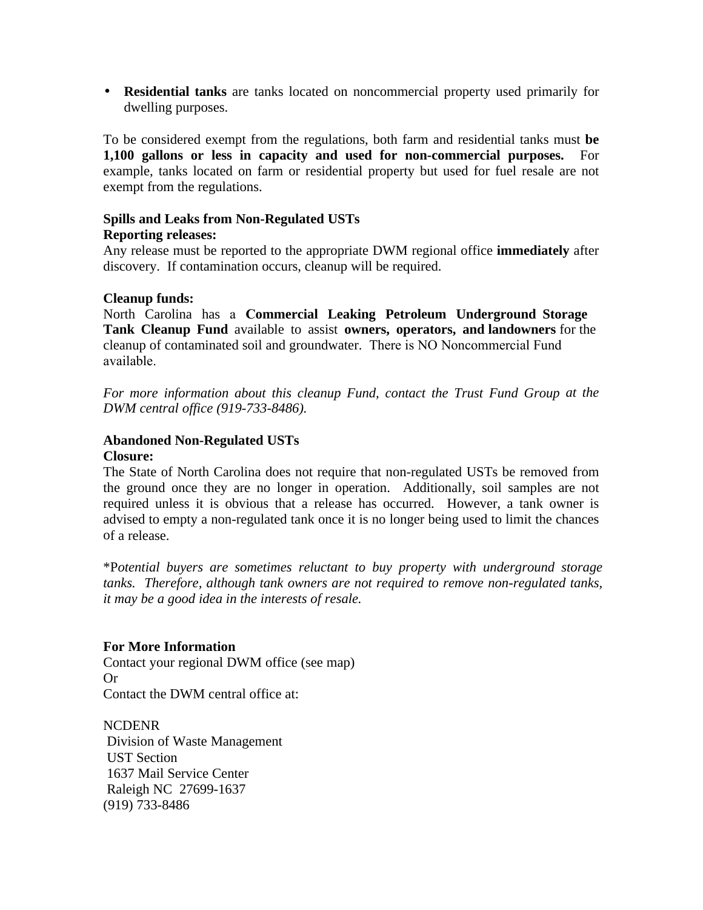- **Residential tanks** are tanks located on noncommercial property used primarily for dwelling purposes.

To be considered exempt from the regulations, both farm and residential tanks must **be 1,100 gallons or less in capacity and used for non-commercial purposes.** For example, tanks located on farm or residential property but used for fuel resale are not exempt from the regulations.

**Spills and Leaks from Non-Regulated USTs**
**Reporting releases:**
Any release must be reported to the appropriate DWM regional office **immediately** after discovery. If contamination occurs, cleanup will be required.

**Cleanup funds:**
North Carolina has a **Commercial Leaking Petroleum Underground Storage Tank Cleanup Fund** available to assist **owners, operators, and landowners** for the cleanup of contaminated soil and groundwater. There is NO Noncommercial Fund available.

*For more information about this cleanup Fund, contact the Trust Fund Group at the DWM central office (919-733-8486).*

**Abandoned Non-Regulated USTs**
**Closure:**
The State of North Carolina does not require that non-regulated USTs be removed from the ground once they are no longer in operation. Additionally, soil samples are not required unless it is obvious that a release has occurred. However, a tank owner is advised to empty a non-regulated tank once it is no longer being used to limit the chances of a release.

*P*otential buyers are sometimes reluctant to buy property with underground storage tanks. Therefore, although tank owners are not required to remove non-regulated tanks, it may be a good idea in the interests of resale.*

**For More Information**
Contact your regional DWM office (see map)
Or
Contact the DWM central office at:

NCDENR
Division of Waste Management
UST Section
1637 Mail Service Center
Raleigh NC 27699-1637
(919) 733-8486